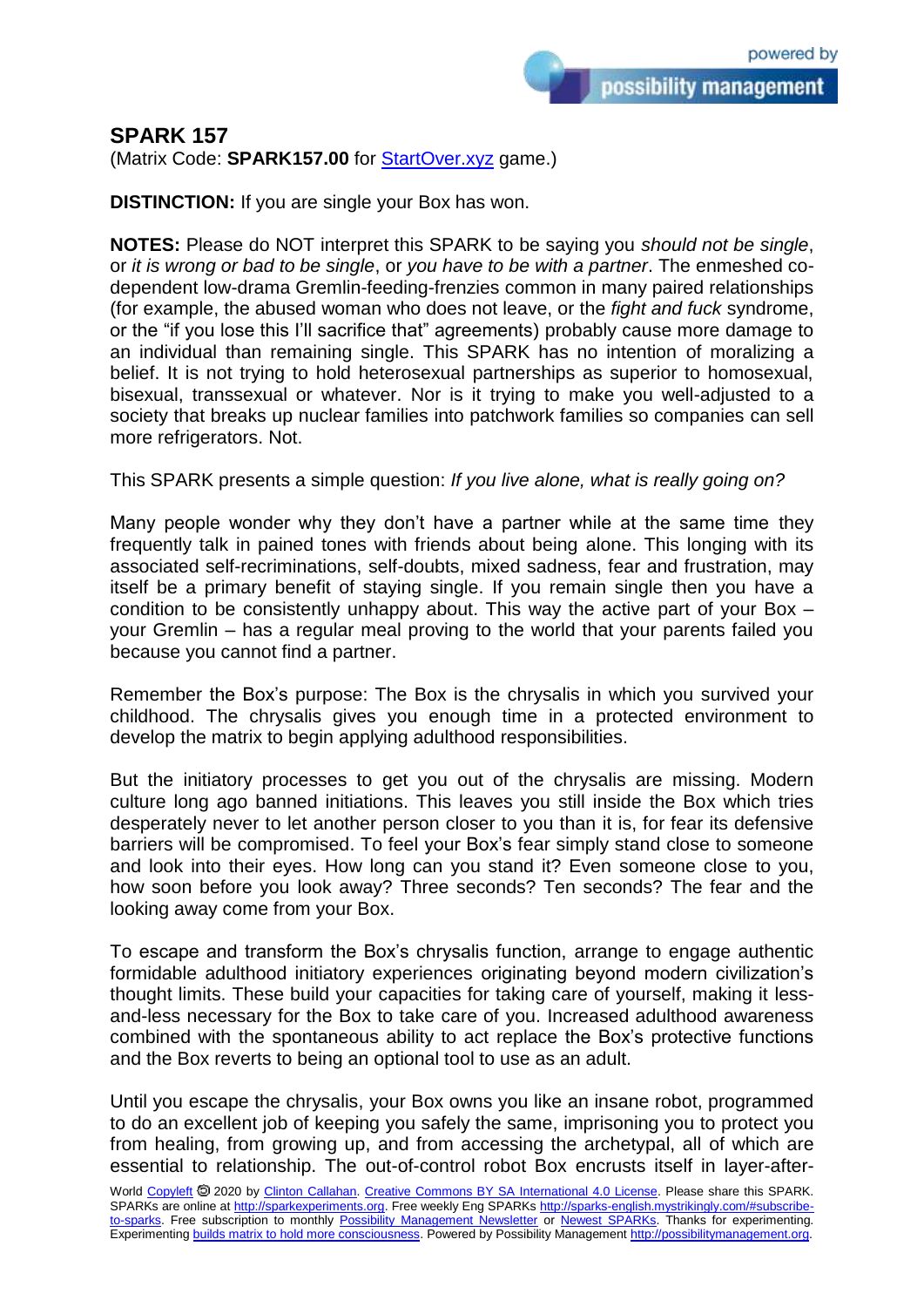# SPARK 157

(Matrix Code: **SPARK157.00** for [StartOver.xyz](StartOver.xyz) game.)

**DISTINCTION:** If you are single your Box has won.

**NOTES:** Please do NOT interpret this SPARK to be saying you *should not be single*, or *it is wrong or bad to be single*, or *you have to be with a partner*. The enmeshed co-dependent low-drama Gremlin-feeding-frenzies common in many paired relationships (for example, the abused woman who does not leave, or the *fight and fuck* syndrome, or the "if you lose this I'll sacrifice that" agreements) probably cause more damage to an individual than remaining single. This SPARK has no intention of moralizing a belief. It is not trying to hold heterosexual partnerships as superior to homosexual, bisexual, transsexual or whatever. Nor is it trying to make you well-adjusted to a society that breaks up nuclear families into patchwork families so companies can sell more refrigerators. Not.

This SPARK presents a simple question: *If you live alone, what is really going on?*

Many people wonder why they don't have a partner while at the same time they frequently talk in pained tones with friends about being alone. This longing with its associated self-recriminations, self-doubts, mixed sadness, fear and frustration, may itself be a primary benefit of staying single. If you remain single then you have a condition to be consistently unhappy about. This way the active part of your Box – your Gremlin – has a regular meal proving to the world that your parents failed you because you cannot find a partner.

Remember the Box's purpose: The Box is the chrysalis in which you survived your childhood. The chrysalis gives you enough time in a protected environment to develop the matrix to begin applying adulthood responsibilities.

But the initiatory processes to get you out of the chrysalis are missing. Modern culture long ago banned initiations. This leaves you still inside the Box which tries desperately never to let another person closer to you than it is, for fear its defensive barriers will be compromised. To feel your Box's fear simply stand close to someone and look into their eyes. How long can you stand it? Even someone close to you, how soon before you look away? Three seconds? Ten seconds? The fear and the looking away come from your Box.

To escape and transform the Box's chrysalis function, arrange to engage authentic formidable adulthood initiatory experiences originating beyond modern civilization's thought limits. These build your capacities for taking care of yourself, making it less-and-less necessary for the Box to take care of you. Increased adulthood awareness combined with the spontaneous ability to act replace the Box's protective functions and the Box reverts to being an optional tool to use as an adult.

Until you escape the chrysalis, your Box owns you like an insane robot, programmed to do an excellent job of keeping you safely the same, imprisoning you to protect you from healing, from growing up, and from accessing the archetypal, all of which are essential to relationship. The out-of-control robot Box encrusts itself in layer-after-

World Copyleft 🄯 2020 by Clinton Callahan. Creative Commons BY SA International 4.0 License. Please share this SPARK. SPARKs are online at http://sparkexperiments.org. Free weekly Eng SPARKs http://sparks-english.mystrikingly.com/#subscribe-to-sparks. Free subscription to monthly Possibility Management Newsletter or Newest SPARKs. Thanks for experimenting. Experimenting builds matrix to hold more consciousness. Powered by Possibility Management http://possibilitymanagement.org.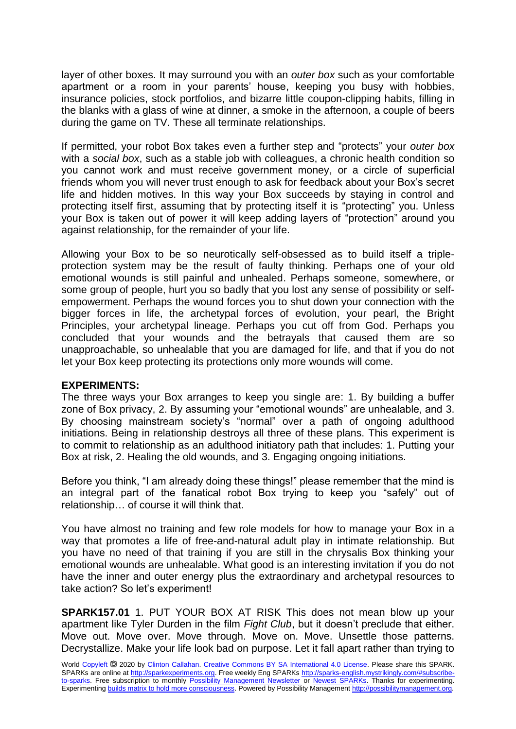layer of other boxes. It may surround you with an *outer box* such as your comfortable apartment or a room in your parents' house, keeping you busy with hobbies, insurance policies, stock portfolios, and bizarre little coupon-clipping habits, filling in the blanks with a glass of wine at dinner, a smoke in the afternoon, a couple of beers during the game on TV. These all terminate relationships.

If permitted, your robot Box takes even a further step and "protects" your *outer box* with a *social box*, such as a stable job with colleagues, a chronic health condition so you cannot work and must receive government money, or a circle of superficial friends whom you will never trust enough to ask for feedback about your Box's secret life and hidden motives. In this way your Box succeeds by staying in control and protecting itself first, assuming that by protecting itself it is "protecting" you. Unless your Box is taken out of power it will keep adding layers of "protection" around you against relationship, for the remainder of your life.

Allowing your Box to be so neurotically self-obsessed as to build itself a triple-protection system may be the result of faulty thinking. Perhaps one of your old emotional wounds is still painful and unhealed. Perhaps someone, somewhere, or some group of people, hurt you so badly that you lost any sense of possibility or self-empowerment. Perhaps the wound forces you to shut down your connection with the bigger forces in life, the archetypal forces of evolution, your pearl, the Bright Principles, your archetypal lineage. Perhaps you cut off from God. Perhaps you concluded that your wounds and the betrayals that caused them are so unapproachable, so unhealable that you are damaged for life, and that if you do not let your Box keep protecting its protections only more wounds will come.

**EXPERIMENTS:**
The three ways your Box arranges to keep you single are: 1. By building a buffer zone of Box privacy, 2. By assuming your "emotional wounds" are unhealable, and 3. By choosing mainstream society's "normal" over a path of ongoing adulthood initiations. Being in relationship destroys all three of these plans. This experiment is to commit to relationship as an adulthood initiatory path that includes: 1. Putting your Box at risk, 2. Healing the old wounds, and 3. Engaging ongoing initiations.

Before you think, "I am already doing these things!" please remember that the mind is an integral part of the fanatical robot Box trying to keep you "safely" out of relationship… of course it will think that.

You have almost no training and few role models for how to manage your Box in a way that promotes a life of free-and-natural adult play in intimate relationship. But you have no need of that training if you are still in the chrysalis Box thinking your emotional wounds are unhealable. What good is an interesting invitation if you do not have the inner and outer energy plus the extraordinary and archetypal resources to take action? So let's experiment!

**SPARK157.01** 1. PUT YOUR BOX AT RISK This does not mean blow up your apartment like Tyler Durden in the film *Fight Club*, but it doesn't preclude that either. Move out. Move over. Move through. Move on. Move. Unsettle those patterns. Decrystallize. Make your life look bad on purpose. Let it fall apart rather than trying to

World Copyleft 🄯 2020 by Clinton Callahan. Creative Commons BY SA International 4.0 License. Please share this SPARK. SPARKs are online at http://sparkexperiments.org. Free weekly Eng SPARKs http://sparks-english.mystrikingly.com/#subscribe-to-sparks. Free subscription to monthly Possibility Management Newsletter or Newest SPARKs. Thanks for experimenting. Experimenting builds matrix to hold more consciousness. Powered by Possibility Management http://possibilitymanagement.org.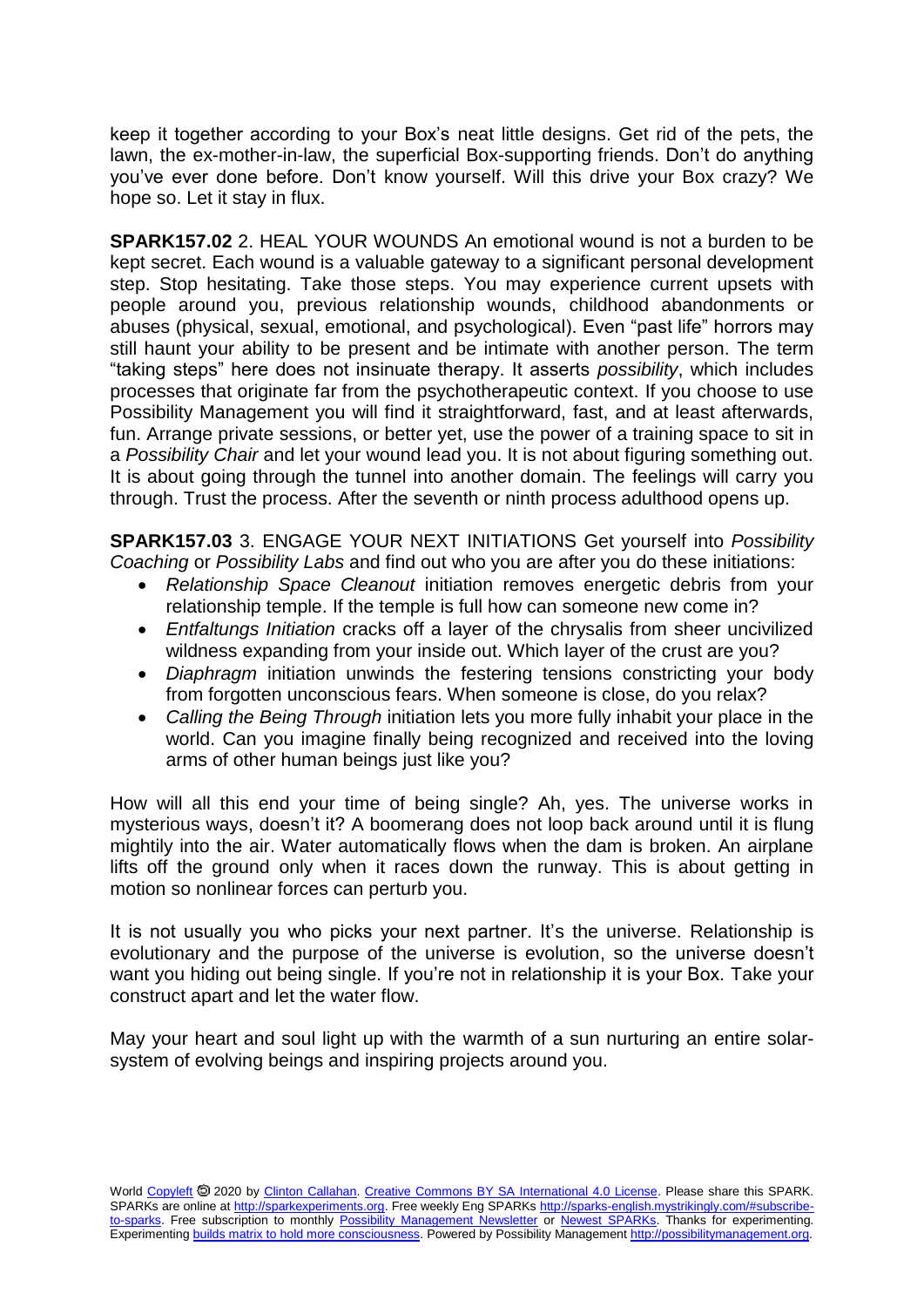keep it together according to your Box's neat little designs. Get rid of the pets, the lawn, the ex-mother-in-law, the superficial Box-supporting friends. Don't do anything you've ever done before. Don't know yourself. Will this drive your Box crazy? We hope so. Let it stay in flux.

**SPARK157.02** 2. HEAL YOUR WOUNDS An emotional wound is not a burden to be kept secret. Each wound is a valuable gateway to a significant personal development step. Stop hesitating. Take those steps. You may experience current upsets with people around you, previous relationship wounds, childhood abandonments or abuses (physical, sexual, emotional, and psychological). Even "past life" horrors may still haunt your ability to be present and be intimate with another person. The term "taking steps" here does not insinuate therapy. It asserts *possibility*, which includes processes that originate far from the psychotherapeutic context. If you choose to use Possibility Management you will find it straightforward, fast, and at least afterwards, fun. Arrange private sessions, or better yet, use the power of a training space to sit in a *Possibility Chair* and let your wound lead you. It is not about figuring something out. It is about going through the tunnel into another domain. The feelings will carry you through. Trust the process. After the seventh or ninth process adulthood opens up.

**SPARK157.03** 3. ENGAGE YOUR NEXT INITIATIONS Get yourself into *Possibility Coaching* or *Possibility Labs* and find out who you are after you do these initiations:

- *Relationship Space Cleanout* initiation removes energetic debris from your relationship temple. If the temple is full how can someone new come in?
- *Entfaltungs Initiation* cracks off a layer of the chrysalis from sheer uncivilized wildness expanding from your inside out. Which layer of the crust are you?
- *Diaphragm* initiation unwinds the festering tensions constricting your body from forgotten unconscious fears. When someone is close, do you relax?
- *Calling the Being Through* initiation lets you more fully inhabit your place in the world. Can you imagine finally being recognized and received into the loving arms of other human beings just like you?

How will all this end your time of being single? Ah, yes. The universe works in mysterious ways, doesn't it? A boomerang does not loop back around until it is flung mightily into the air. Water automatically flows when the dam is broken. An airplane lifts off the ground only when it races down the runway. This is about getting in motion so nonlinear forces can perturb you.

It is not usually you who picks your next partner. It's the universe. Relationship is evolutionary and the purpose of the universe is evolution, so the universe doesn't want you hiding out being single. If you're not in relationship it is your Box. Take your construct apart and let the water flow.

May your heart and soul light up with the warmth of a sun nurturing an entire solar-system of evolving beings and inspiring projects around you.

World Copyleft 🄯 2020 by Clinton Callahan. Creative Commons BY SA International 4.0 License. Please share this SPARK. SPARKs are online at http://sparkexperiments.org. Free weekly Eng SPARKs http://sparks-english.mystrikingly.com/#subscribe-to-sparks. Free subscription to monthly Possibility Management Newsletter or Newest SPARKs. Thanks for experimenting. Experimenting builds matrix to hold more consciousness. Powered by Possibility Management http://possibilitymanagement.org.